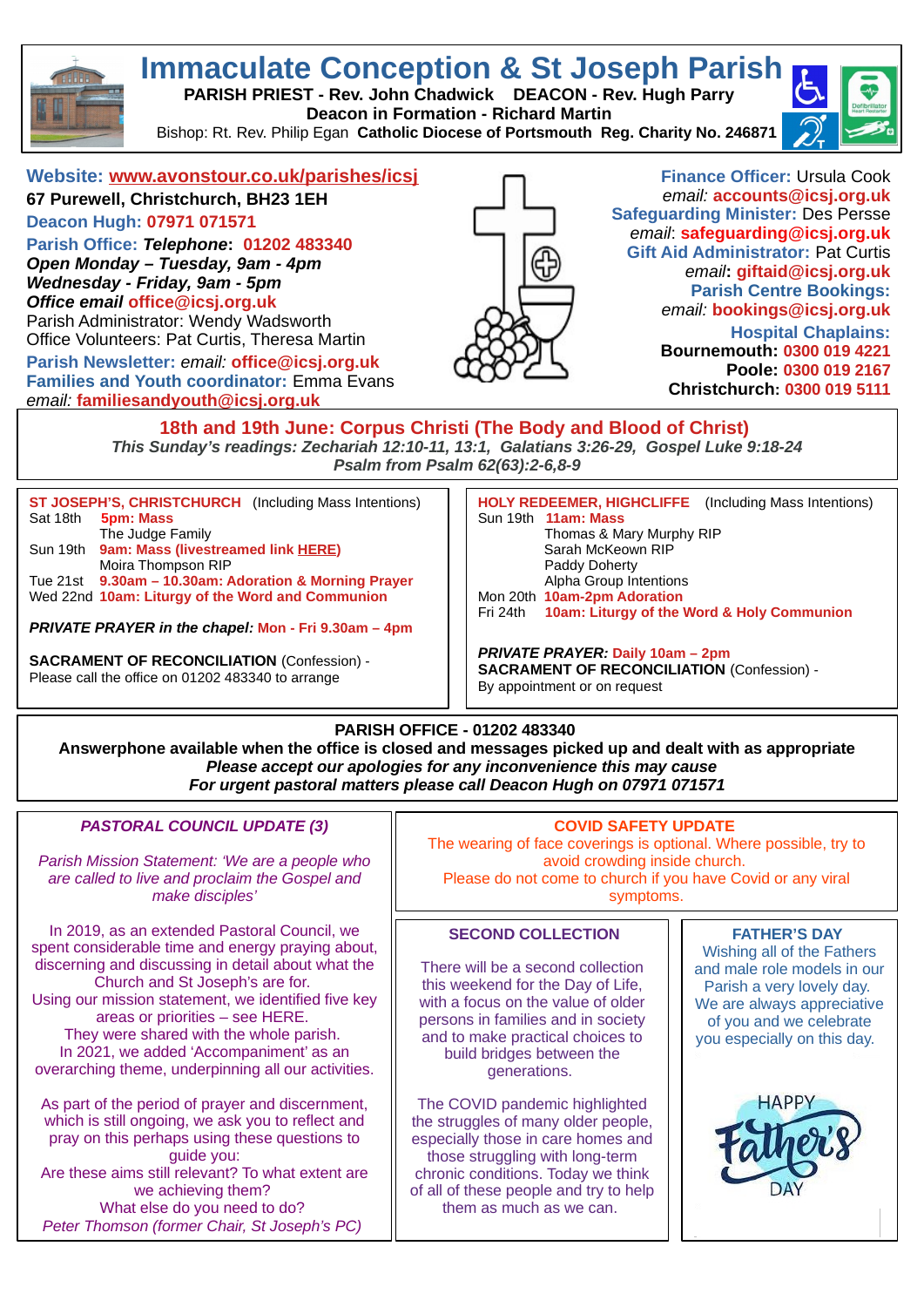# Immaculate Conception & St Joseph Parish

**PARISH PRIEST - Rev. John Chadwick DEACON - Rev. Hugh Parry**
**Deacon in Formation - Richard Martin**
Bishop: Rt. Rev. Philip Egan **Catholic Diocese of Portsmouth Reg. Charity No. 246871**

**Website: www.avonstour.co.uk/parishes/icsj**
**67 Purewell, Christchurch, BH23 1EH**
**Deacon Hugh: 07971 071571**
**Parish Office:** ***Telephone*: 01202 483340**
***Open Monday – Tuesday, 9am - 4pm***
***Wednesday - Friday, 9am - 5pm***
***Office email* office@icsj.org.uk**
Parish Administrator: Wendy Wadsworth
Office Volunteers: Pat Curtis, Theresa Martin
**Parish Newsletter:** *email:* **office@icsj.org.uk**
**Families and Youth coordinator:** Emma Evans
*email:* **familiesandyouth@icsj.org.uk**

**Finance Officer:** Ursula Cook
*email:* **accounts@icsj.org.uk**
**Safeguarding Minister:** Des Persse
*email*: **safeguarding@icsj.org.uk**
**Gift Aid Administrator:** Pat Curtis
*email***: giftaid@icsj.org.uk**
**Parish Centre Bookings:**
*email:* **bookings@icsj.org.uk**
**Hospital Chaplains:**
**Bournemouth: 0300 019 4221**
**Poole: 0300 019 2167**
**Christchurch: 0300 019 5111**

## 18th and 19th June: Corpus Christi (The Body and Blood of Christ)

***This Sunday's readings: Zechariah 12:10-11, 13:1, Galatians 3:26-29, Gospel Luke 9:18-24***
***Psalm from Psalm 62(63):2-6,8-9***

### ST JOSEPH'S, CHRISTCHURCH (Including Mass Intentions)

Sat 18th **5pm: Mass**
The Judge Family
Sun 19th **9am: Mass (livestreamed link HERE)**
Moira Thompson RIP
Tue 21st **9.30am – 10.30am: Adoration & Morning Prayer**
Wed 22nd **10am: Liturgy of the Word and Communion**

***PRIVATE PRAYER in the chapel:* Mon - Fri 9.30am – 4pm**

**SACRAMENT OF RECONCILIATION** (Confession) -
Please call the office on 01202 483340 to arrange

### HOLY REDEEMER, HIGHCLIFFE (Including Mass Intentions)

Sun 19th **11am: Mass**
Thomas & Mary Murphy RIP
Sarah McKeown RIP
Paddy Doherty
Alpha Group Intentions
Mon 20th **10am-2pm Adoration**
Fri 24th **10am: Liturgy of the Word & Holy Communion**

***PRIVATE PRAYER:* Daily 10am – 2pm**
**SACRAMENT OF RECONCILIATION** (Confession) -
By appointment or on request

**PARISH OFFICE - 01202 483340**
**Answerphone available when the office is closed and messages picked up and dealt with as appropriate**
***Please accept our apologies for any inconvenience this may cause***
***For urgent pastoral matters please call Deacon Hugh on 07971 071571***

### *PASTORAL COUNCIL UPDATE (3)*

*Parish Mission Statement: 'We are a people who are called to live and proclaim the Gospel and make disciples'*

In 2019, as an extended Pastoral Council, we spent considerable time and energy praying about, discerning and discussing in detail about what the Church and St Joseph's are for.
Using our mission statement, we identified five key areas or priorities – see HERE.
They were shared with the whole parish.
In 2021, we added 'Accompaniment' as an overarching theme, underpinning all our activities.

As part of the period of prayer and discernment, which is still ongoing, we ask you to reflect and pray on this perhaps using these questions to guide you:
Are these aims still relevant? To what extent are we achieving them?
What else do you need to do?
*Peter Thomson (former Chair, St Joseph's PC)*

### COVID SAFETY UPDATE

The wearing of face coverings is optional. Where possible, try to avoid crowding inside church.
Please do not come to church if you have Covid or any viral symptoms.

### SECOND COLLECTION

There will be a second collection this weekend for the Day of Life, with a focus on the value of older persons in families and in society and to make practical choices to build bridges between the generations.

The COVID pandemic highlighted the struggles of many older people, especially those in care homes and those struggling with long-term chronic conditions. Today we think of all of these people and try to help them as much as we can.

### FATHER'S DAY

Wishing all of the Fathers and male role models in our Parish a very lovely day. We are always appreciative of you and we celebrate you especially on this day.

HAPPY Father's DAY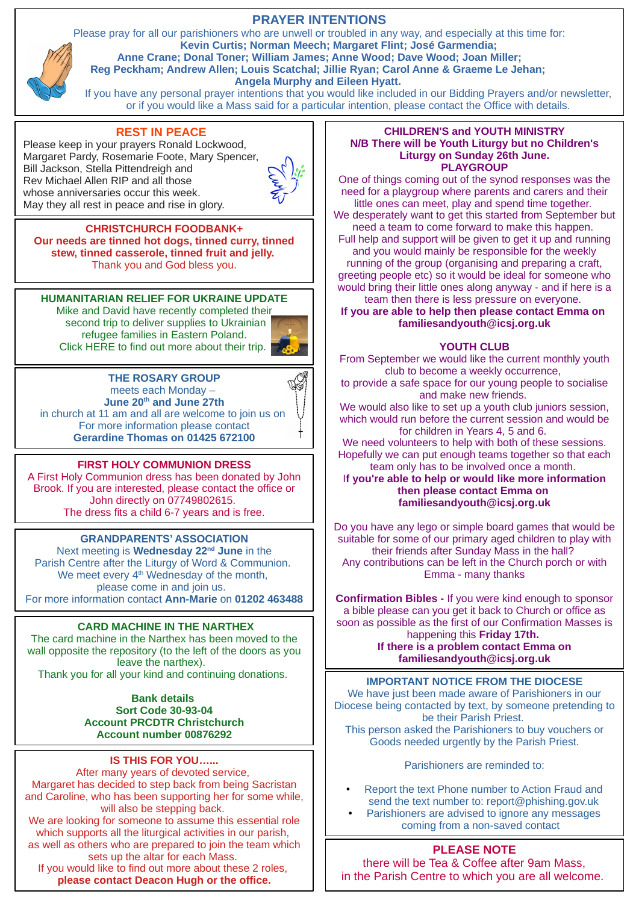## PRAYER INTENTIONS

Please pray for all our parishioners who are unwell or troubled in any way, and especially at this time for:
**Kevin Curtis; Norman Meech; Margaret Flint; José Garmendia; Anne Crane; Donal Toner; William James; Anne Wood; Dave Wood; Joan Miller; Reg Peckham; Andrew Allen; Louis Scatchal; Jillie Ryan; Carol Anne & Graeme Le Jehan; Angela Murphy and Eileen Hyatt.**

If you have any personal prayer intentions that you would like included in our Bidding Prayers and/or newsletter, or if you would like a Mass said for a particular intention, please contact the Office with details.

## REST IN PEACE

Please keep in your prayers Ronald Lockwood, Margaret Pardy, Rosemarie Foote, Mary Spencer, Bill Jackson, Stella Pittendreigh and Rev Michael Allen RIP and all those whose anniversaries occur this week.
May they all rest in peace and rise in glory.

## CHRISTCHURCH FOODBANK+

**Our needs are tinned hot dogs, tinned curry, tinned stew, tinned casserole, tinned fruit and jelly.**
Thank you and God bless you.

## HUMANITARIAN RELIEF FOR UKRAINE UPDATE

Mike and David have recently completed their second trip to deliver supplies to Ukrainian refugee families in Eastern Poland.
Click HERE to find out more about their trip.

## THE ROSARY GROUP

meets each Monday –
**June 20th and June 27th**
in church at 11 am and all are welcome to join us on
For more information please contact
**Gerardine Thomas on 01425 672100**

## FIRST HOLY COMMUNION DRESS

A First Holy Communion dress has been donated by John Brook. If you are interested, please contact the office or John directly on 07749802615.
The dress fits a child 6-7 years and is free.

## GRANDPARENTS' ASSOCIATION

Next meeting is **Wednesday 22nd June** in the Parish Centre after the Liturgy of Word & Communion.
We meet every 4th Wednesday of the month, please come in and join us.
For more information contact **Ann-Marie** on **01202 463488**

## CARD MACHINE IN THE NARTHEX

The card machine in the Narthex has been moved to the wall opposite the repository (to the left of the doors as you leave the narthex).
Thank you for all your kind and continuing donations.

**Bank details**
**Sort Code 30-93-04**
**Account PRCDTR Christchurch**
**Account number 00876292**

## IS THIS FOR YOU......

After many years of devoted service, Margaret has decided to step back from being Sacristan and Caroline, who has been supporting her for some while, will also be stepping back.
We are looking for someone to assume this essential role which supports all the liturgical activities in our parish, as well as others who are prepared to join the team which sets up the altar for each Mass.
If you would like to find out more about these 2 roles, **please contact Deacon Hugh or the office.**

## CHILDREN'S and YOUTH MINISTRY

**N/B There will be Youth Liturgy but no Children's Liturgy on Sunday 26th June.**

**PLAYGROUP**

One of things coming out of the synod responses was the need for a playgroup where parents and carers and their little ones can meet, play and spend time together.
We desperately want to get this started from September but need a team to come forward to make this happen.
Full help and support will be given to get it up and running and you would mainly be responsible for the weekly running of the group (organising and preparing a craft, greeting people etc) so it would be ideal for someone who would bring their little ones along anyway - and if here is a team then there is less pressure on everyone.
**If you are able to help then please contact Emma on familiesandyouth@icsj.org.uk**

**YOUTH CLUB**

From September we would like the current monthly youth club to become a weekly occurrence, to provide a safe space for our young people to socialise and make new friends.
We would also like to set up a youth club juniors session, which would run before the current session and would be for children in Years 4, 5 and 6.
We need volunteers to help with both of these sessions. Hopefully we can put enough teams together so that each team only has to be involved once a month.
**If you're able to help or would like more information then please contact Emma on familiesandyouth@icsj.org.uk**

Do you have any lego or simple board games that would be suitable for some of our primary aged children to play with their friends after Sunday Mass in the hall?
Any contributions can be left in the Church porch or with Emma - many thanks

**Confirmation Bibles -** If you were kind enough to sponsor a bible please can you get it back to Church or office as soon as possible as the first of our Confirmation Masses is happening this **Friday 17th.**
**If there is a problem contact Emma on familiesandyouth@icsj.org.uk**

## IMPORTANT NOTICE FROM THE DIOCESE

We have just been made aware of Parishioners in our Diocese being contacted by text, by someone pretending to be their Parish Priest.
This person asked the Parishioners to buy vouchers or Goods needed urgently by the Parish Priest.

Parishioners are reminded to:

- Report the text Phone number to Action Fraud and send the text number to: report@phishing.gov.uk
- Parishioners are advised to ignore any messages coming from a non-saved contact

## PLEASE NOTE

there will be Tea & Coffee after 9am Mass, in the Parish Centre to which you are all welcome.